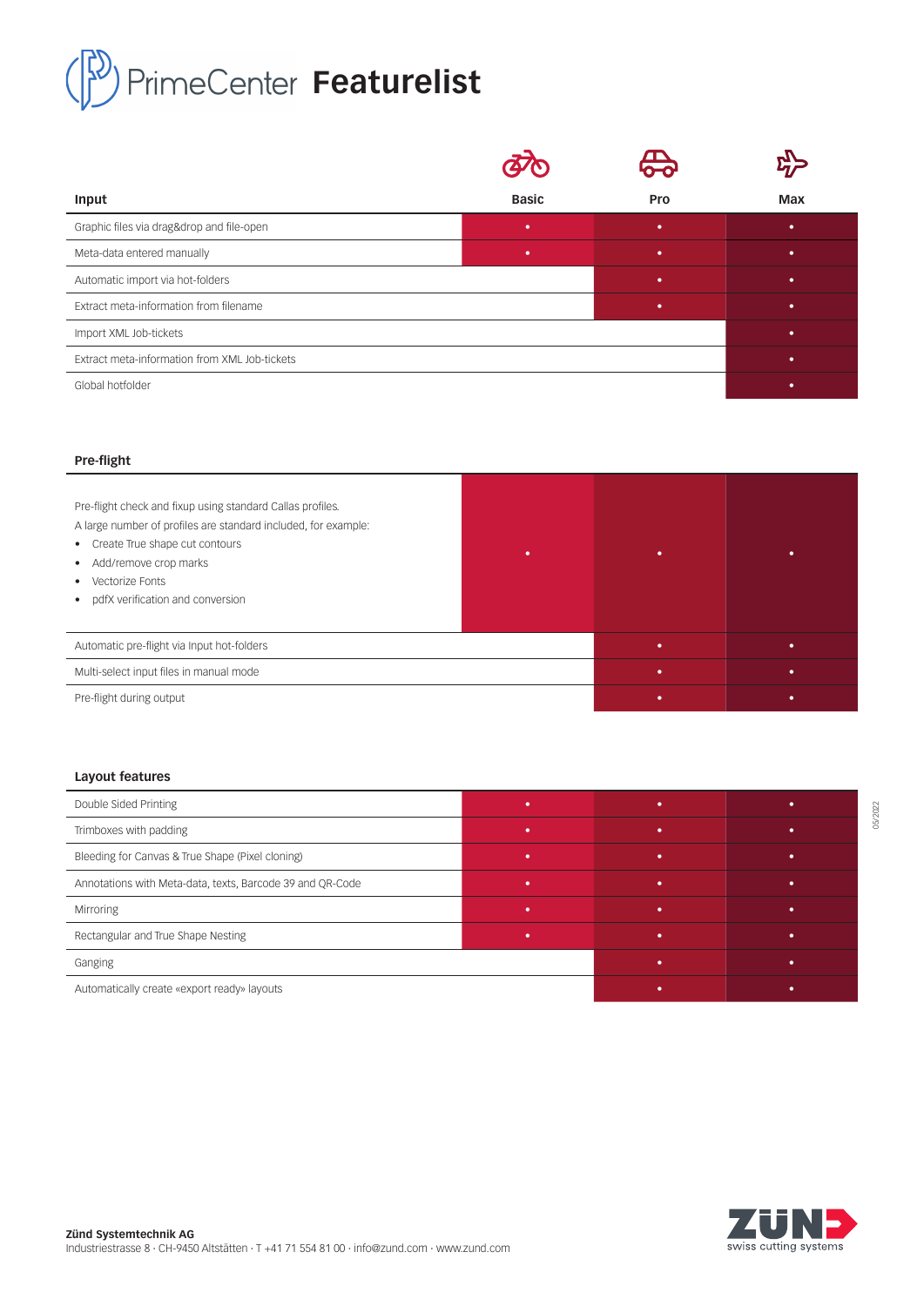# PrimeCenter Featurelist

| Input | Basic | Pro | Max |
|---|---|---|---|
| Graphic files via drag&drop and file-open | • | • | • |
| Meta-data entered manually | • | • | • |
| Automatic import via hot-folders | | • | • |
| Extract meta-information from filename | | • | • |
| Import XML Job-tickets | | | • |
| Extract meta-information from XML Job-tickets | | | • |
| Global hotfolder | | | • |

| Pre-flight | Basic | Pro | Max |
|---|---|---|---|
| Pre-flight check and fixup using standard Callas profiles. A large number of profiles are standard included, for example: • Create True shape cut contours • Add/remove crop marks • Vectorize Fonts • pdfX verification and conversion | • | • | • |
| Automatic pre-flight via Input hot-folders | | • | • |
| Multi-select input files in manual mode | | • | • |
| Pre-flight during output | | • | • |

| Layout features | Basic | Pro | Max |
|---|---|---|---|
| Double Sided Printing | • | • | • |
| Trimboxes with padding | • | • | • |
| Bleeding for Canvas & True Shape (Pixel cloning) | • | • | • |
| Annotations with Meta-data, texts, Barcode 39 and QR-Code | • | • | • |
| Mirroring | • | • | • |
| Rectangular and True Shape Nesting | • | • | • |
| Ganging | | • | • |
| Automatically create «export ready» layouts | | • | • |

05/2022

**Zünd Systemtechnik AG**
Industriestrasse 8 · CH-9450 Altstätten · T +41 71 554 81 00 · info@zund.com · www.zund.com

ZÜND swiss cutting systems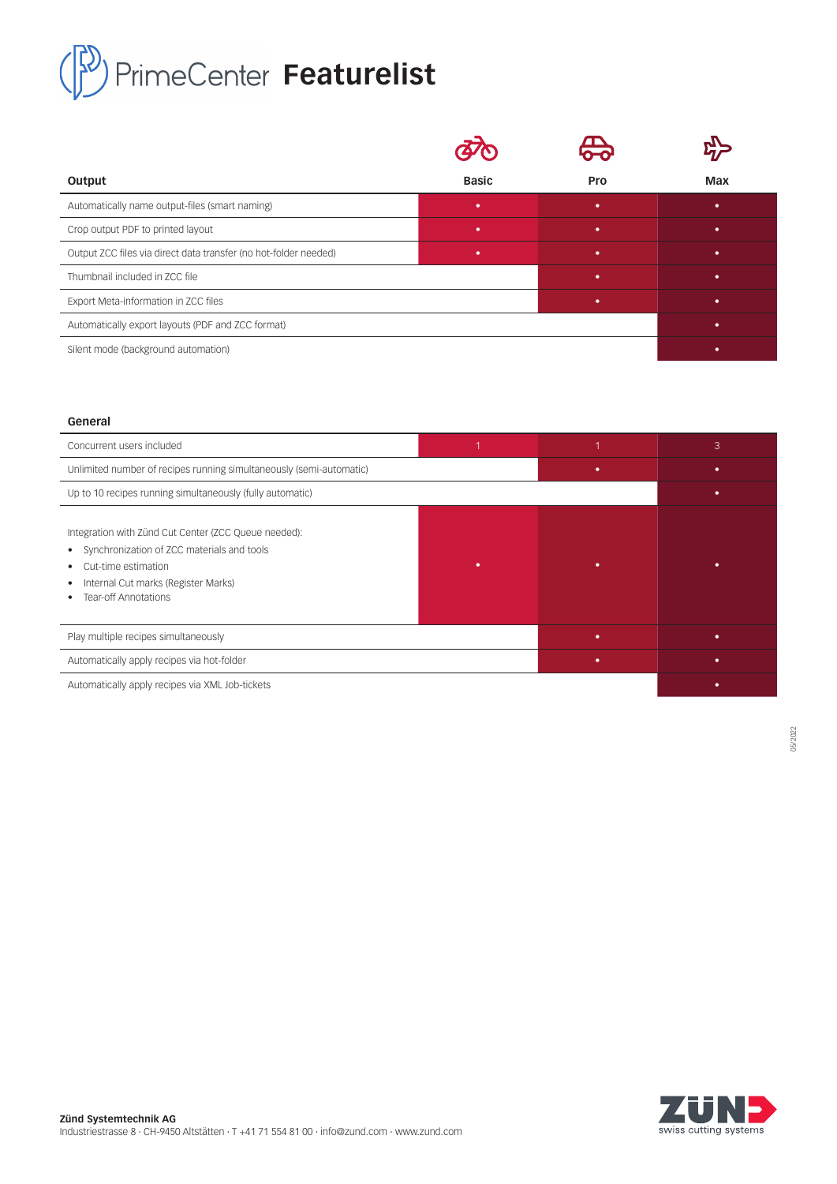# PrimeCenter **Featurelist**

| Output | Basic | Pro | Max |
|---|---|---|---|
| Automatically name output-files (smart naming) | • | • | • |
| Crop output PDF to printed layout | • | • | • |
| Output ZCC files via direct data transfer (no hot-folder needed) | • | • | • |
| Thumbnail included in ZCC file | | • | • |
| Export Meta-information in ZCC files | | • | • |
| Automatically export layouts (PDF and ZCC format) | | | • |
| Silent mode (background automation) | | | • |

| General | Basic | Pro | Max |
|---|---|---|---|
| Concurrent users included | 1 | 1 | 3 |
| Unlimited number of recipes running simultaneously (semi-automatic) | | • | • |
| Up to 10 recipes running simultaneously (fully automatic) | | | • |
| Integration with Zünd Cut Center (ZCC Queue needed): • Synchronization of ZCC materials and tools • Cut-time estimation • Internal Cut marks (Register Marks) • Tear-off Annotations | • | • | • |
| Play multiple recipes simultaneously | | • | • |
| Automatically apply recipes via hot-folder | | • | • |
| Automatically apply recipes via XML Job-tickets | | | • |

05/2022

**Zünd Systemtechnik AG**
Industriestrasse 8 · CH-9450 Altstätten · T +41 71 554 81 00 · info@zund.com · www.zund.com

ZÜND swiss cutting systems